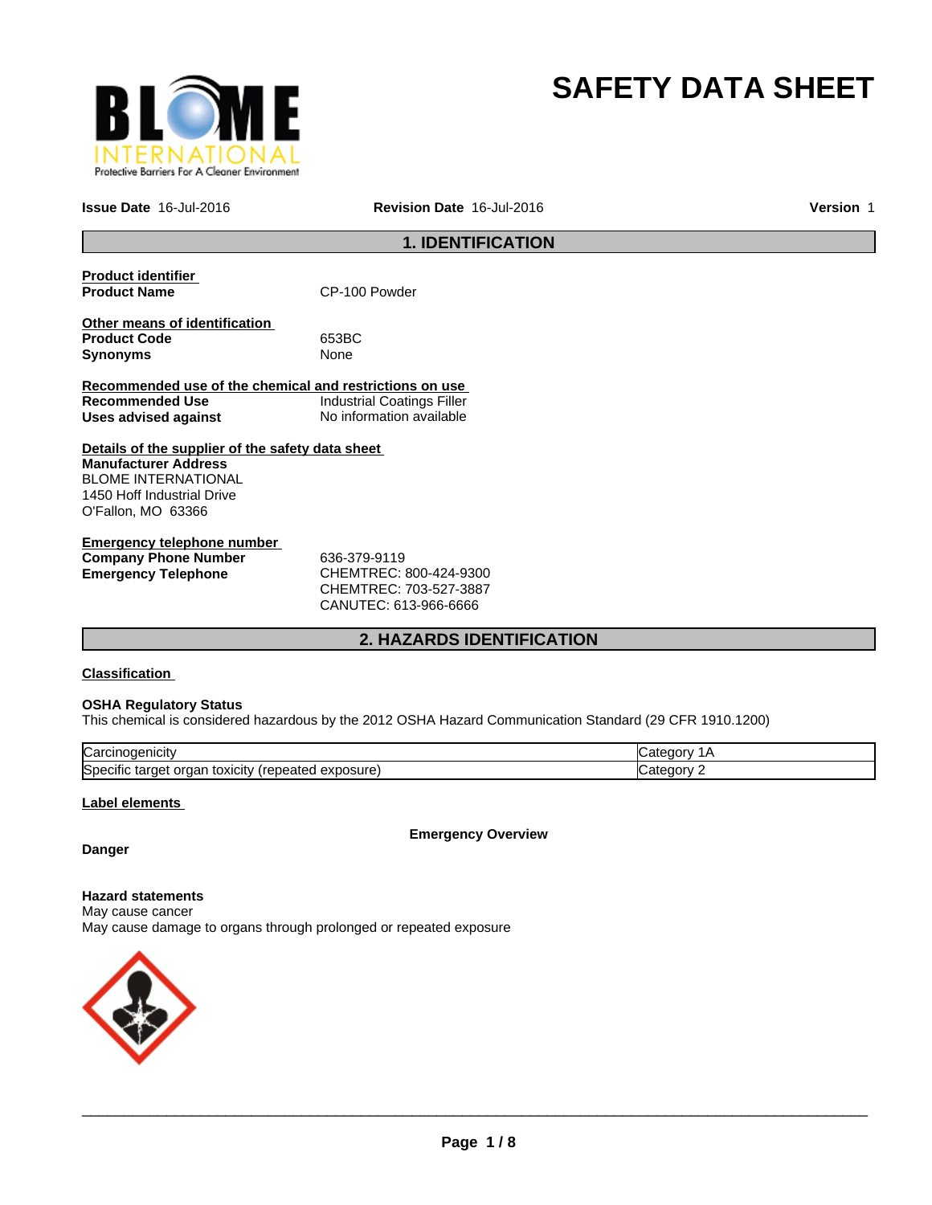# SAFETY DATA SHEET

**Issue Date** 16-Jul-2016 **Revision Date** 16-Jul-2016 **Version** 1

## 1. IDENTIFICATION

**Product identifier**

| | |
|---|---|
| **Product Name** | CP-100 Powder |

**Other means of identification**

| | |
|---|---|
| **Product Code** | 653BC |
| **Synonyms** | None |

**Recommended use of the chemical and restrictions on use**

| | |
|---|---|
| **Recommended Use** | Industrial Coatings Filler |
| **Uses advised against** | No information available |

**Details of the supplier of the safety data sheet**

**Manufacturer Address**
BLOME INTERNATIONAL
1450 Hoff Industrial Drive
O'Fallon, MO 63366

**Emergency telephone number**

| | |
|---|---|
| **Company Phone Number** | 636-379-9119 |
| **Emergency Telephone** | CHEMTREC: 800-424-9300<br>CHEMTREC: 703-527-3887<br>CANUTEC: 613-966-6666 |

## 2. HAZARDS IDENTIFICATION

**Classification**

**OSHA Regulatory Status**
This chemical is considered hazardous by the 2012 OSHA Hazard Communication Standard (29 CFR 1910.1200)

| | |
|---|---|
| Carcinogenicity | Category 1A |
| Specific target organ toxicity (repeated exposure) | Category 2 |

**Label elements**

**Emergency Overview**

**Danger**

**Hazard statements**
May cause cancer
May cause damage to organs through prolonged or repeated exposure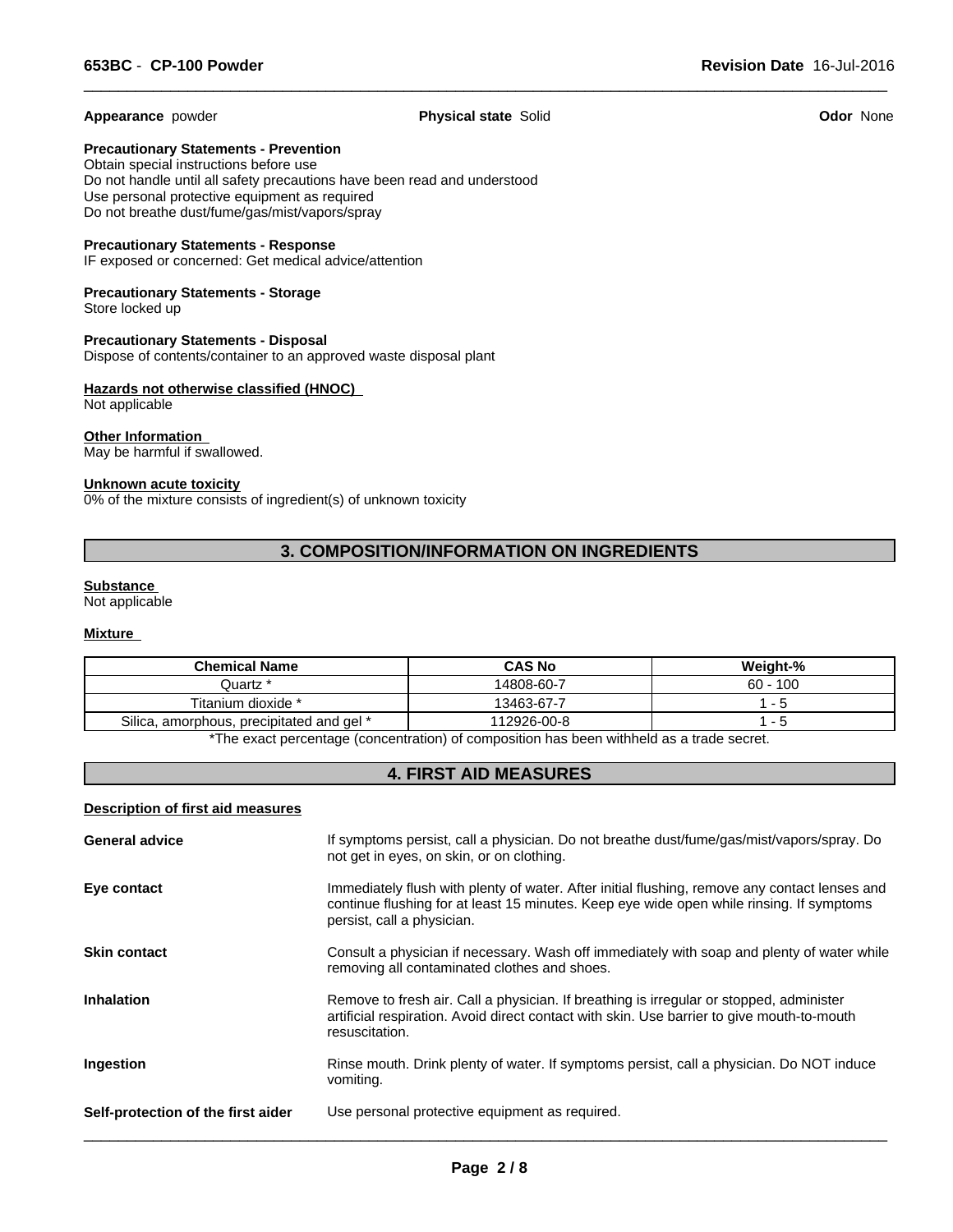**Appearance** powder **Physical state** Solid **Odor** None

**Precautionary Statements - Prevention**
Obtain special instructions before use
Do not handle until all safety precautions have been read and understood
Use personal protective equipment as required
Do not breathe dust/fume/gas/mist/vapors/spray

**Precautionary Statements - Response**
IF exposed or concerned: Get medical advice/attention

**Precautionary Statements - Storage**
Store locked up

**Precautionary Statements - Disposal**
Dispose of contents/container to an approved waste disposal plant

**Hazards not otherwise classified (HNOC)**
Not applicable

**Other Information**
May be harmful if swallowed.

**Unknown acute toxicity**
0% of the mixture consists of ingredient(s) of unknown toxicity

## 3. COMPOSITION/INFORMATION ON INGREDIENTS

**Substance**
Not applicable

**Mixture**

| Chemical Name | CAS No | Weight-% |
|---|---|---|
| Quartz * | 14808-60-7 | 60 - 100 |
| Titanium dioxide * | 13463-67-7 | 1 - 5 |
| Silica, amorphous, precipitated and gel * | 112926-00-8 | 1 - 5 |

*The exact percentage (concentration) of composition has been withheld as a trade secret.

## 4. FIRST AID MEASURES

**Description of first aid measures**

**General advice**
If symptoms persist, call a physician. Do not breathe dust/fume/gas/mist/vapors/spray. Do not get in eyes, on skin, or on clothing.

**Eye contact**
Immediately flush with plenty of water. After initial flushing, remove any contact lenses and continue flushing for at least 15 minutes. Keep eye wide open while rinsing. If symptoms persist, call a physician.

**Skin contact**
Consult a physician if necessary. Wash off immediately with soap and plenty of water while removing all contaminated clothes and shoes.

**Inhalation**
Remove to fresh air. Call a physician. If breathing is irregular or stopped, administer artificial respiration. Avoid direct contact with skin. Use barrier to give mouth-to-mouth resuscitation.

**Ingestion**
Rinse mouth. Drink plenty of water. If symptoms persist, call a physician. Do NOT induce vomiting.

**Self-protection of the first aider**
Use personal protective equipment as required.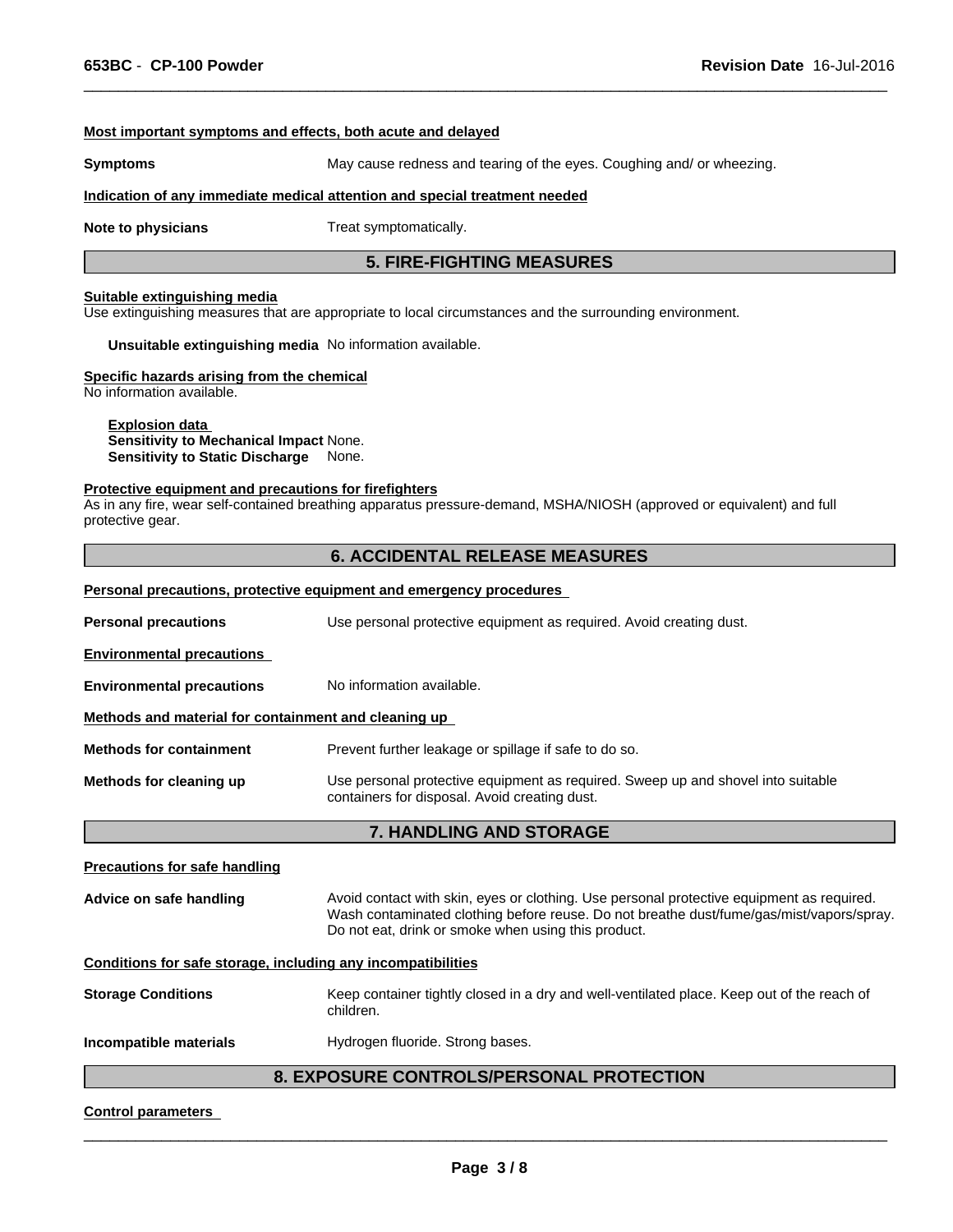**Most important symptoms and effects, both acute and delayed**

**Symptoms** May cause redness and tearing of the eyes. Coughing and/ or wheezing.

**Indication of any immediate medical attention and special treatment needed**

**Note to physicians** Treat symptomatically.

## 5. FIRE-FIGHTING MEASURES

**Suitable extinguishing media**
Use extinguishing measures that are appropriate to local circumstances and the surrounding environment.

**Unsuitable extinguishing media** No information available.

**Specific hazards arising from the chemical**
No information available.

**Explosion data**
**Sensitivity to Mechanical Impact** None.
**Sensitivity to Static Discharge** None.

**Protective equipment and precautions for firefighters**
As in any fire, wear self-contained breathing apparatus pressure-demand, MSHA/NIOSH (approved or equivalent) and full protective gear.

## 6. ACCIDENTAL RELEASE MEASURES

**Personal precautions, protective equipment and emergency procedures**

**Personal precautions** Use personal protective equipment as required. Avoid creating dust.

**Environmental precautions**

**Environmental precautions** No information available.

**Methods and material for containment and cleaning up**

**Methods for containment** Prevent further leakage or spillage if safe to do so.

**Methods for cleaning up** Use personal protective equipment as required. Sweep up and shovel into suitable containers for disposal. Avoid creating dust.

## 7. HANDLING AND STORAGE

**Precautions for safe handling**

**Advice on safe handling** Avoid contact with skin, eyes or clothing. Use personal protective equipment as required. Wash contaminated clothing before reuse. Do not breathe dust/fume/gas/mist/vapors/spray. Do not eat, drink or smoke when using this product.

**Conditions for safe storage, including any incompatibilities**

**Storage Conditions** Keep container tightly closed in a dry and well-ventilated place. Keep out of the reach of children.

**Incompatible materials** Hydrogen fluoride. Strong bases.

## 8. EXPOSURE CONTROLS/PERSONAL PROTECTION

**Control parameters**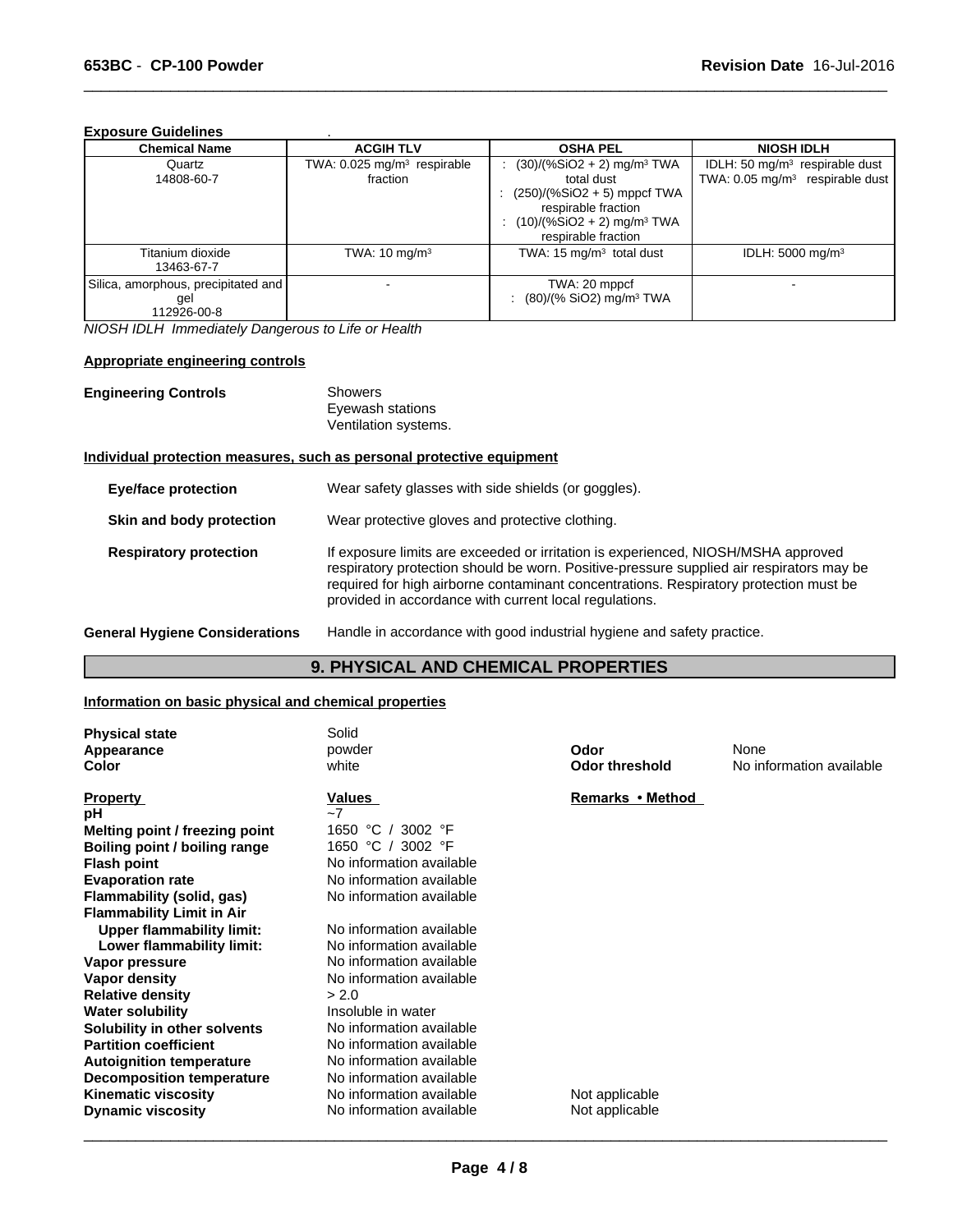**Exposure Guidelines** .

| Chemical Name | ACGIH TLV | OSHA PEL | NIOSH IDLH |
|---|---|---|---|
| Quartz<br>14808-60-7 | TWA: 0.025 mg/m³ respirable fraction | : (30)/(%SiO2 + 2) mg/m³ TWA total dust<br>: (250)/(%SiO2 + 5) mppcf TWA respirable fraction<br>: (10)/(%SiO2 + 2) mg/m³ TWA respirable fraction | IDLH: 50 mg/m³ respirable dust<br>TWA: 0.05 mg/m³ respirable dust |
| Titanium dioxide<br>13463-67-7 | TWA: 10 mg/m³ | TWA: 15 mg/m³ total dust | IDLH: 5000 mg/m³ |
| Silica, amorphous, precipitated and gel<br>112926-00-8 | - | TWA: 20 mppcf<br>: (80)/(% SiO2) mg/m³ TWA | - |

*NIOSH IDLH Immediately Dangerous to Life or Health*

**Appropriate engineering controls**

**Engineering Controls**
Showers
Eyewash stations
Ventilation systems.

**Individual protection measures, such as personal protective equipment**

**Eye/face protection** Wear safety glasses with side shields (or goggles).

**Skin and body protection** Wear protective gloves and protective clothing.

**Respiratory protection** If exposure limits are exceeded or irritation is experienced, NIOSH/MSHA approved respiratory protection should be worn. Positive-pressure supplied air respirators may be required for high airborne contaminant concentrations. Respiratory protection must be provided in accordance with current local regulations.

**General Hygiene Considerations** Handle in accordance with good industrial hygiene and safety practice.

## 9. PHYSICAL AND CHEMICAL PROPERTIES

**Information on basic physical and chemical properties**

| | | | |
|---|---|---|---|
| **Physical state** | Solid | | |
| **Appearance** | powder | **Odor** | None |
| **Color** | white | **Odor threshold** | No information available |

| Property | Values | Remarks • Method |
|---|---|---|
| **pH** | ~7 | |
| **Melting point / freezing point** | 1650 °C / 3002 °F | |
| **Boiling point / boiling range** | 1650 °C / 3002 °F | |
| **Flash point** | No information available | |
| **Evaporation rate** | No information available | |
| **Flammability (solid, gas)** | No information available | |
| **Flammability Limit in Air** | | |
| **Upper flammability limit:** | No information available | |
| **Lower flammability limit:** | No information available | |
| **Vapor pressure** | No information available | |
| **Vapor density** | No information available | |
| **Relative density** | > 2.0 | |
| **Water solubility** | Insoluble in water | |
| **Solubility in other solvents** | No information available | |
| **Partition coefficient** | No information available | |
| **Autoignition temperature** | No information available | |
| **Decomposition temperature** | No information available | |
| **Kinematic viscosity** | No information available | Not applicable |
| **Dynamic viscosity** | No information available | Not applicable |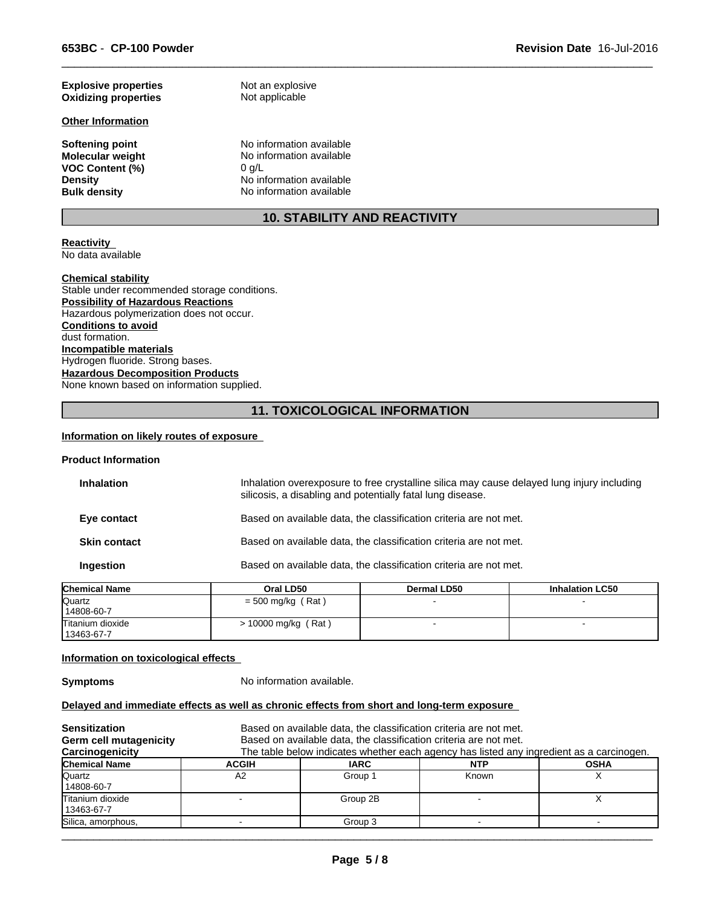**Explosive properties** Not an explosive
**Oxidizing properties** Not applicable

**Other Information**

**Softening point** No information available
**Molecular weight** No information available
**VOC Content (%)** 0 g/L
**Density** No information available
**Bulk density** No information available

## 10. STABILITY AND REACTIVITY

**Reactivity**
No data available

**Chemical stability**
Stable under recommended storage conditions.
**Possibility of Hazardous Reactions**
Hazardous polymerization does not occur.
**Conditions to avoid**
dust formation.
**Incompatible materials**
Hydrogen fluoride. Strong bases.
**Hazardous Decomposition Products**
None known based on information supplied.

## 11. TOXICOLOGICAL INFORMATION

**Information on likely routes of exposure**

**Product Information**

**Inhalation** Inhalation overexposure to free crystalline silica may cause delayed lung injury including silicosis, a disabling and potentially fatal lung disease.

**Eye contact** Based on available data, the classification criteria are not met.

**Skin contact** Based on available data, the classification criteria are not met.

**Ingestion** Based on available data, the classification criteria are not met.

| Chemical Name | Oral LD50 | Dermal LD50 | Inhalation LC50 |
|---|---|---|---|
| Quartz 14808-60-7 | = 500 mg/kg ( Rat ) | - | - |
| Titanium dioxide 13463-67-7 | > 10000 mg/kg ( Rat ) | - | - |

**Information on toxicological effects**

**Symptoms** No information available.

**Delayed and immediate effects as well as chronic effects from short and long-term exposure**

**Sensitization** Based on available data, the classification criteria are not met.
**Germ cell mutagenicity** Based on available data, the classification criteria are not met.
**Carcinogenicity** The table below indicates whether each agency has listed any ingredient as a carcinogen.

| Chemical Name | ACGIH | IARC | NTP | OSHA |
|---|---|---|---|---|
| Quartz 14808-60-7 | A2 | Group 1 | Known | X |
| Titanium dioxide 13463-67-7 | - | Group 2B | - | X |
| Silica, amorphous, | - | Group 3 | - | - |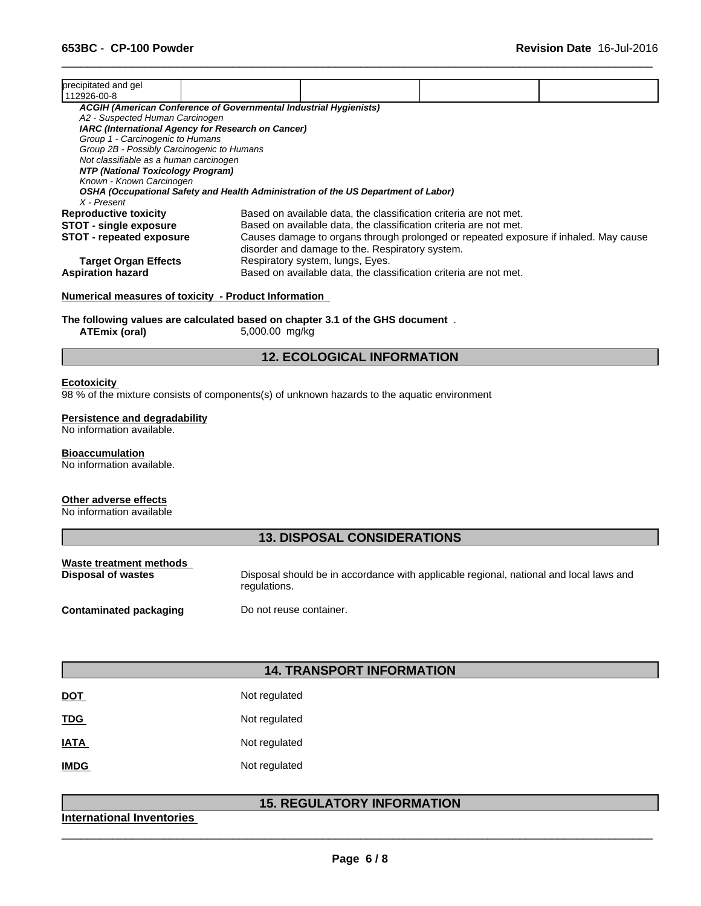| precipitated and gel 112926-00-8 | | | | |
|---|---|---|---|---|

*ACGIH (American Conference of Governmental Industrial Hygienists)*
*A2 - Suspected Human Carcinogen*
*IARC (International Agency for Research on Cancer)*
*Group 1 - Carcinogenic to Humans*
*Group 2B - Possibly Carcinogenic to Humans*
*Not classifiable as a human carcinogen*
*NTP (National Toxicology Program)*
*Known - Known Carcinogen*
*OSHA (Occupational Safety and Health Administration of the US Department of Labor)*
*X - Present*

**Reproductive toxicity** Based on available data, the classification criteria are not met.
**STOT - single exposure** Based on available data, the classification criteria are not met.
**STOT - repeated exposure** Causes damage to organs through prolonged or repeated exposure if inhaled. May cause disorder and damage to the. Respiratory system.
**Target Organ Effects** Respiratory system, lungs, Eyes.
**Aspiration hazard** Based on available data, the classification criteria are not met.

**Numerical measures of toxicity - Product Information**

**The following values are calculated based on chapter 3.1 of the GHS document** .
**ATEmix (oral)** 5,000.00 mg/kg

## 12. ECOLOGICAL INFORMATION

**Ecotoxicity**
98 % of the mixture consists of components(s) of unknown hazards to the aquatic environment

**Persistence and degradability**
No information available.

**Bioaccumulation**
No information available.

**Other adverse effects**
No information available

## 13. DISPOSAL CONSIDERATIONS

**Waste treatment methods**
**Disposal of wastes** Disposal should be in accordance with applicable regional, national and local laws and regulations.

**Contaminated packaging** Do not reuse container.

## 14. TRANSPORT INFORMATION

**DOT** Not regulated

**TDG** Not regulated

**IATA** Not regulated

**IMDG** Not regulated

## 15. REGULATORY INFORMATION

**International Inventories**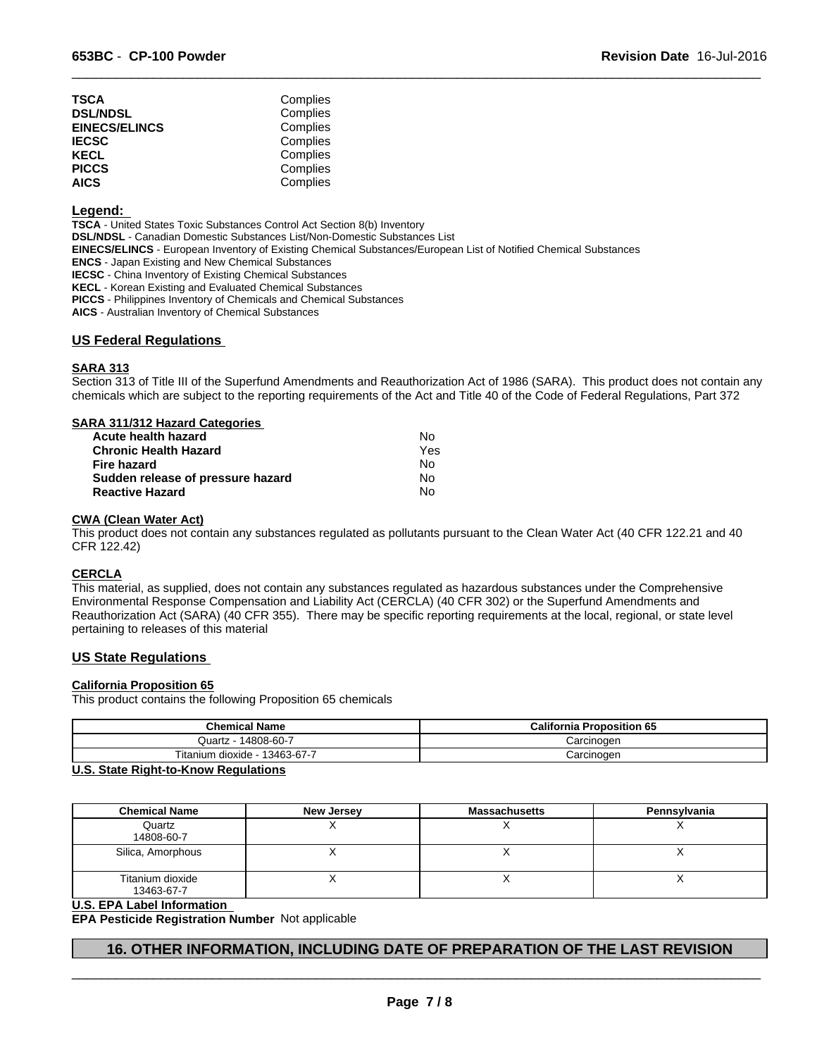| | |
|---|---|
| **TSCA** | Complies |
| **DSL/NDSL** | Complies |
| **EINECS/ELINCS** | Complies |
| **IECSC** | Complies |
| **KECL** | Complies |
| **PICCS** | Complies |
| **AICS** | Complies |

**Legend:**

**TSCA** - United States Toxic Substances Control Act Section 8(b) Inventory
**DSL/NDSL** - Canadian Domestic Substances List/Non-Domestic Substances List
**EINECS/ELINCS** - European Inventory of Existing Chemical Substances/European List of Notified Chemical Substances
**ENCS** - Japan Existing and New Chemical Substances
**IECSC** - China Inventory of Existing Chemical Substances
**KECL** - Korean Existing and Evaluated Chemical Substances
**PICCS** - Philippines Inventory of Chemicals and Chemical Substances
**AICS** - Australian Inventory of Chemical Substances

## US Federal Regulations

### SARA 313

Section 313 of Title III of the Superfund Amendments and Reauthorization Act of 1986 (SARA). This product does not contain any chemicals which are subject to the reporting requirements of the Act and Title 40 of the Code of Federal Regulations, Part 372

### SARA 311/312 Hazard Categories

| | |
|---|---|
| **Acute health hazard** | No |
| **Chronic Health Hazard** | Yes |
| **Fire hazard** | No |
| **Sudden release of pressure hazard** | No |
| **Reactive Hazard** | No |

### CWA (Clean Water Act)

This product does not contain any substances regulated as pollutants pursuant to the Clean Water Act (40 CFR 122.21 and 40 CFR 122.42)

### CERCLA

This material, as supplied, does not contain any substances regulated as hazardous substances under the Comprehensive Environmental Response Compensation and Liability Act (CERCLA) (40 CFR 302) or the Superfund Amendments and Reauthorization Act (SARA) (40 CFR 355). There may be specific reporting requirements at the local, regional, or state level pertaining to releases of this material

## US State Regulations

### California Proposition 65

This product contains the following Proposition 65 chemicals

| Chemical Name | California Proposition 65 |
|---|---|
| Quartz - 14808-60-7 | Carcinogen |
| Titanium dioxide - 13463-67-7 | Carcinogen |

### U.S. State Right-to-Know Regulations

| Chemical Name | New Jersey | Massachusetts | Pennsylvania |
|---|---|---|---|
| Quartz 14808-60-7 | X | X | X |
| Silica, Amorphous | X | X | X |
| Titanium dioxide 13463-67-7 | X | X | X |

### U.S. EPA Label Information

**EPA Pesticide Registration Number** Not applicable

# 16. OTHER INFORMATION, INCLUDING DATE OF PREPARATION OF THE LAST REVISION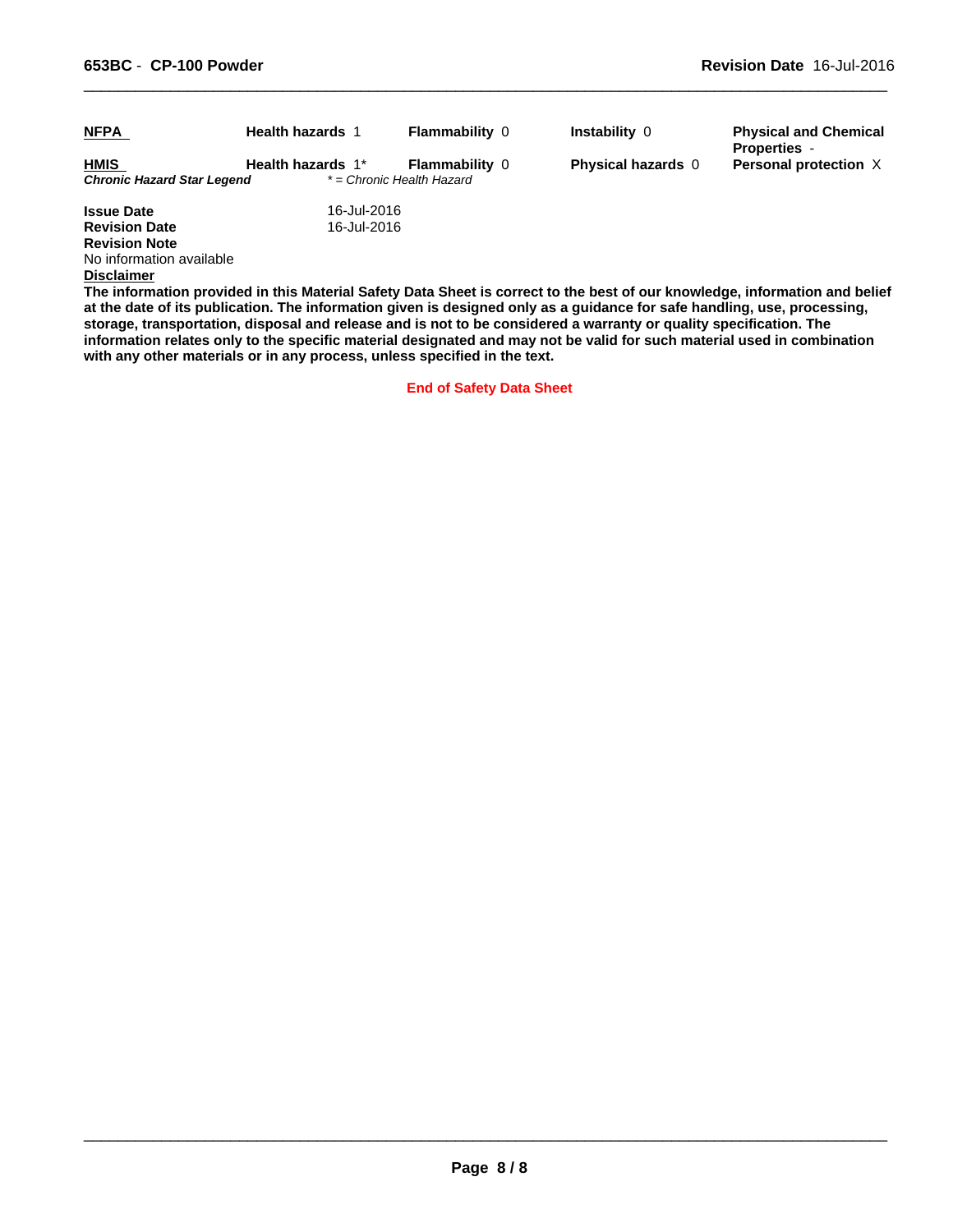**NFPA** | **Health hazards** 1 | **Flammability** 0 | **Instability** 0 | **Physical and Chemical Properties** -

**HMIS** | **Health hazards** 1* | **Flammability** 0 | **Physical hazards** 0 | **Personal protection** X

***Chronic Hazard Star Legend*** *\* = Chronic Health Hazard*

**Issue Date** 16-Jul-2016
**Revision Date** 16-Jul-2016
**Revision Note**
No information available

**Disclaimer**

**The information provided in this Material Safety Data Sheet is correct to the best of our knowledge, information and belief at the date of its publication. The information given is designed only as a guidance for safe handling, use, processing, storage, transportation, disposal and release and is not to be considered a warranty or quality specification. The information relates only to the specific material designated and may not be valid for such material used in combination with any other materials or in any process, unless specified in the text.**

**End of Safety Data Sheet**